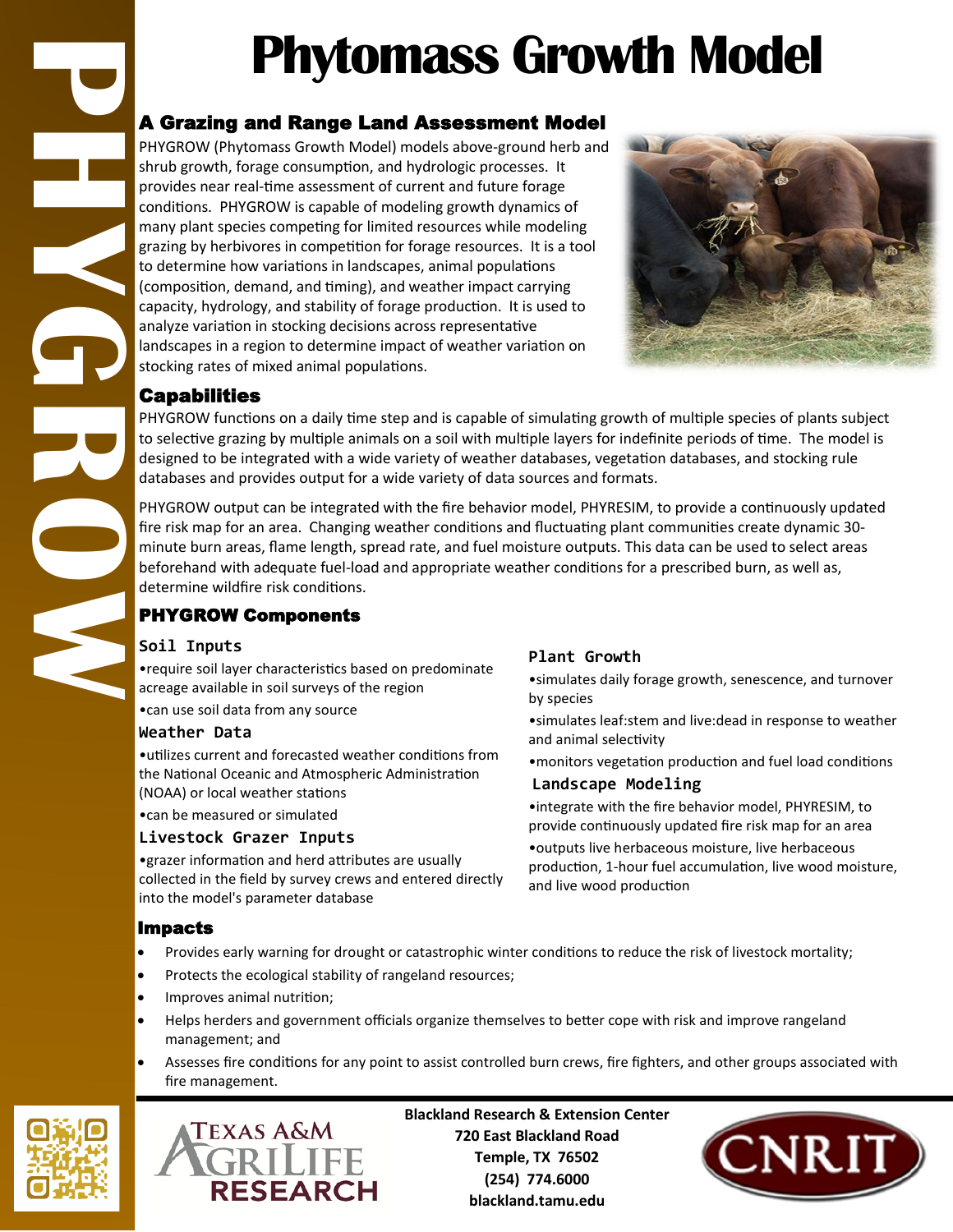PHYGROW

# Phytomass Growth Model

## A Grazing and Range Land Assessment Model

PHYGROW (Phytomass Growth Model) models above-ground herb and shrub growth, forage consumption, and hydrologic processes. It provides near real-time assessment of current and future forage conditions. PHYGROW is capable of modeling growth dynamics of many plant species competing for limited resources while modeling grazing by herbivores in competition for forage resources. It is a tool to determine how variations in landscapes, animal populations (composition, demand, and timing), and weather impact carrying capacity, hydrology, and stability of forage production. It is used to analyze variation in stocking decisions across representative landscapes in a region to determine impact of weather variation on stocking rates of mixed animal populations.

## Capabilities

PHYGROW functions on a daily time step and is capable of simulating growth of multiple species of plants subject to selective grazing by multiple animals on a soil with multiple layers for indefinite periods of time. The model is designed to be integrated with a wide variety of weather databases, vegetation databases, and stocking rule databases and provides output for a wide variety of data sources and formats.

PHYGROW output can be integrated with the fire behavior model, PHYRESIM, to provide a continuously updated fire risk map for an area. Changing weather conditions and fluctuating plant communities create dynamic 30-minute burn areas, flame length, spread rate, and fuel moisture outputs. This data can be used to select areas beforehand with adequate fuel-load and appropriate weather conditions for a prescribed burn, as well as, determine wildfire risk conditions.

## PHYGROW Components

### Soil Inputs

- require soil layer characteristics based on predominate acreage available in soil surveys of the region
- can use soil data from any source

### Weather Data

- utilizes current and forecasted weather conditions from the National Oceanic and Atmospheric Administration (NOAA) or local weather stations
- can be measured or simulated

### Livestock Grazer Inputs

- grazer information and herd attributes are usually collected in the field by survey crews and entered directly into the model's parameter database

### Plant Growth

- simulates daily forage growth, senescence, and turnover by species
- simulates leaf:stem and live:dead in response to weather and animal selectivity
- monitors vegetation production and fuel load conditions

### Landscape Modeling

- integrate with the fire behavior model, PHYRESIM, to provide continuously updated fire risk map for an area
- outputs live herbaceous moisture, live herbaceous production, 1-hour fuel accumulation, live wood moisture, and live wood production

## Impacts

- Provides early warning for drought or catastrophic winter conditions to reduce the risk of livestock mortality;
- Protects the ecological stability of rangeland resources;
- Improves animal nutrition;
- Helps herders and government officials organize themselves to better cope with risk and improve rangeland management; and
- Assesses fire conditions for any point to assist controlled burn crews, fire fighters, and other groups associated with fire management.

TEXAS A&M AGRILIFE RESEARCH

**Blackland Research & Extension Center**
**720 East Blackland Road**
**Temple, TX 76502**
**(254) 774.6000**
**blackland.tamu.edu**

CNRIT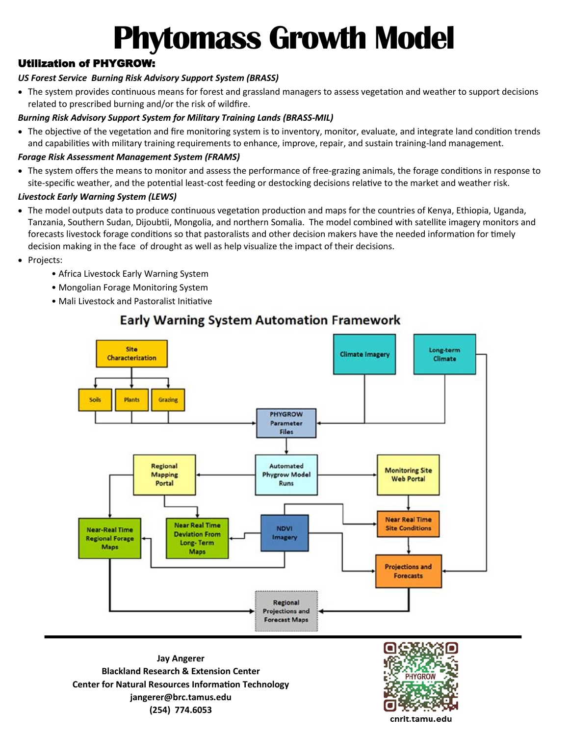# Phytomass Growth Model

### Utilization of PHYGROW:

***US Forest Service Burning Risk Advisory Support System (BRASS)***

- The system provides continuous means for forest and grassland managers to assess vegetation and weather to support decisions related to prescribed burning and/or the risk of wildfire.

***Burning Risk Advisory Support System for Military Training Lands (BRASS-MIL)***

- The objective of the vegetation and fire monitoring system is to inventory, monitor, evaluate, and integrate land condition trends and capabilities with military training requirements to enhance, improve, repair, and sustain training-land management.

***Forage Risk Assessment Management System (FRAMS)***

- The system offers the means to monitor and assess the performance of free-grazing animals, the forage conditions in response to site-specific weather, and the potential least-cost feeding or destocking decisions relative to the market and weather risk.

***Livestock Early Warning System (LEWS)***

- The model outputs data to produce continuous vegetation production and maps for the countries of Kenya, Ethiopia, Uganda, Tanzania, Southern Sudan, Dijoubtii, Mongolia, and northern Somalia. The model combined with satellite imagery monitors and forecasts livestock forage conditions so that pastoralists and other decision makers have the needed information for timely decision making in the face of drought as well as help visualize the impact of their decisions.
- Projects:
  - Africa Livestock Early Warning System
  - Mongolian Forage Monitoring System
  - Mali Livestock and Pastoralist Initiative

**Early Warning System Automation Framework**

Site Characterization
Soils
Plants
Grazing
Climate Imagery
Long-term Climate
PHYGROW Parameter Files
Regional Mapping Portal
Automated Phygrow Model Runs
Monitoring Site Web Portal
Near-Real Time Regional Forage Maps
Near Real Time Deviation From Long- Term Maps
NDVI Imagery
Near Real Time Site Conditions
Projections and Forecasts
Regional Projections and Forecast Maps

---

**Jay Angerer**
**Blackland Research & Extension Center**
**Center for Natural Resources Information Technology**
**jangerer@brc.tamus.edu**
**(254) 774.6053**

PHYGROW
cnrit.tamu.edu